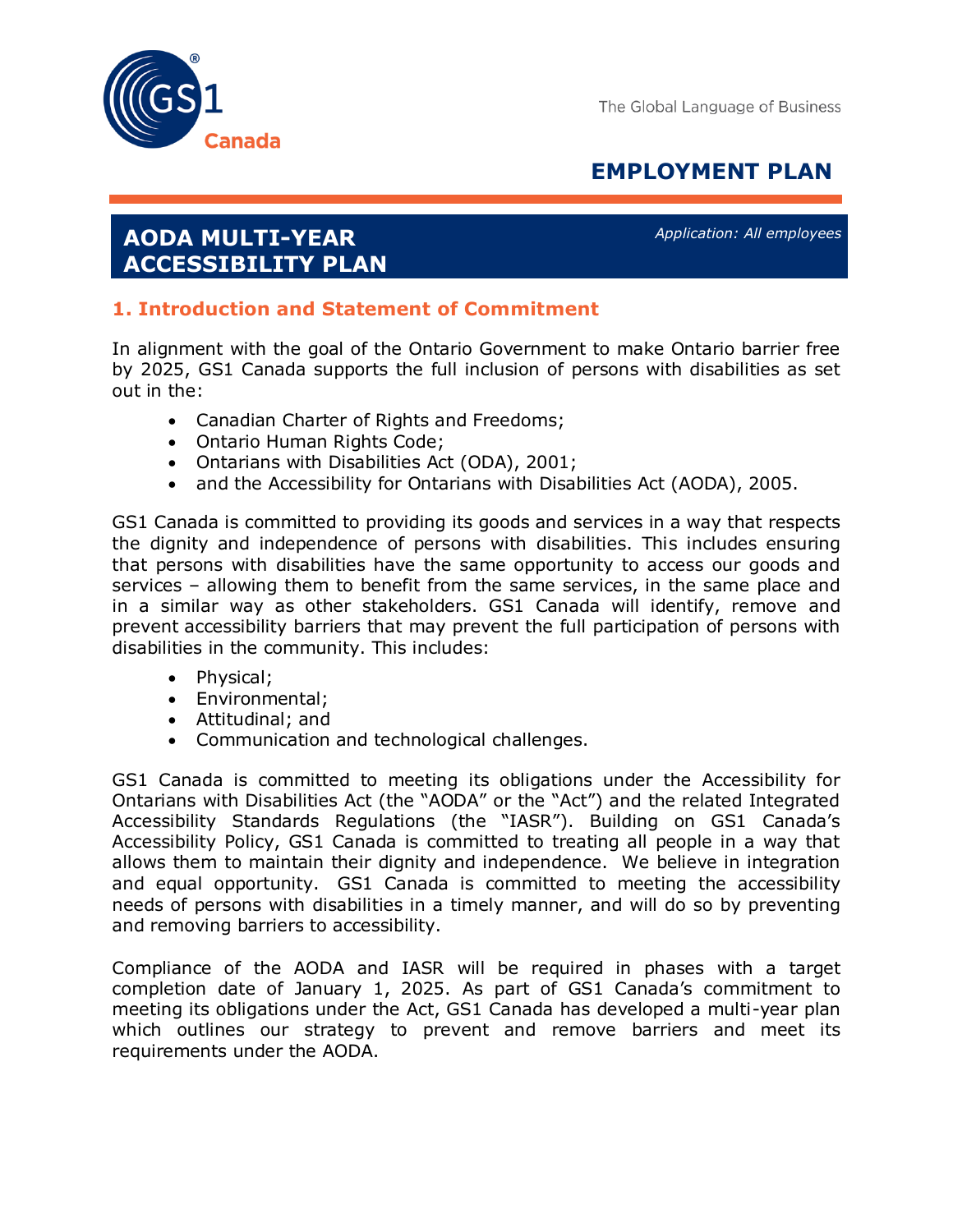The Global Language of Business

# EMPLOYMENT PLAN

## AODA MULTI-YEAR ACCESSIBILITY PLAN

*Application: All employees*

## 1. Introduction and Statement of Commitment

In alignment with the goal of the Ontario Government to make Ontario barrier free by 2025, GS1 Canada supports the full inclusion of persons with disabilities as set out in the:

- Canadian Charter of Rights and Freedoms;
- Ontario Human Rights Code;
- Ontarians with Disabilities Act (ODA), 2001;
- and the Accessibility for Ontarians with Disabilities Act (AODA), 2005.

GS1 Canada is committed to providing its goods and services in a way that respects the dignity and independence of persons with disabilities. This includes ensuring that persons with disabilities have the same opportunity to access our goods and services – allowing them to benefit from the same services, in the same place and in a similar way as other stakeholders. GS1 Canada will identify, remove and prevent accessibility barriers that may prevent the full participation of persons with disabilities in the community. This includes:

- Physical;
- Environmental;
- Attitudinal; and
- Communication and technological challenges.

GS1 Canada is committed to meeting its obligations under the Accessibility for Ontarians with Disabilities Act (the "AODA" or the "Act") and the related Integrated Accessibility Standards Regulations (the "IASR"). Building on GS1 Canada's Accessibility Policy, GS1 Canada is committed to treating all people in a way that allows them to maintain their dignity and independence. We believe in integration and equal opportunity. GS1 Canada is committed to meeting the accessibility needs of persons with disabilities in a timely manner, and will do so by preventing and removing barriers to accessibility.

Compliance of the AODA and IASR will be required in phases with a target completion date of January 1, 2025. As part of GS1 Canada's commitment to meeting its obligations under the Act, GS1 Canada has developed a multi-year plan which outlines our strategy to prevent and remove barriers and meet its requirements under the AODA.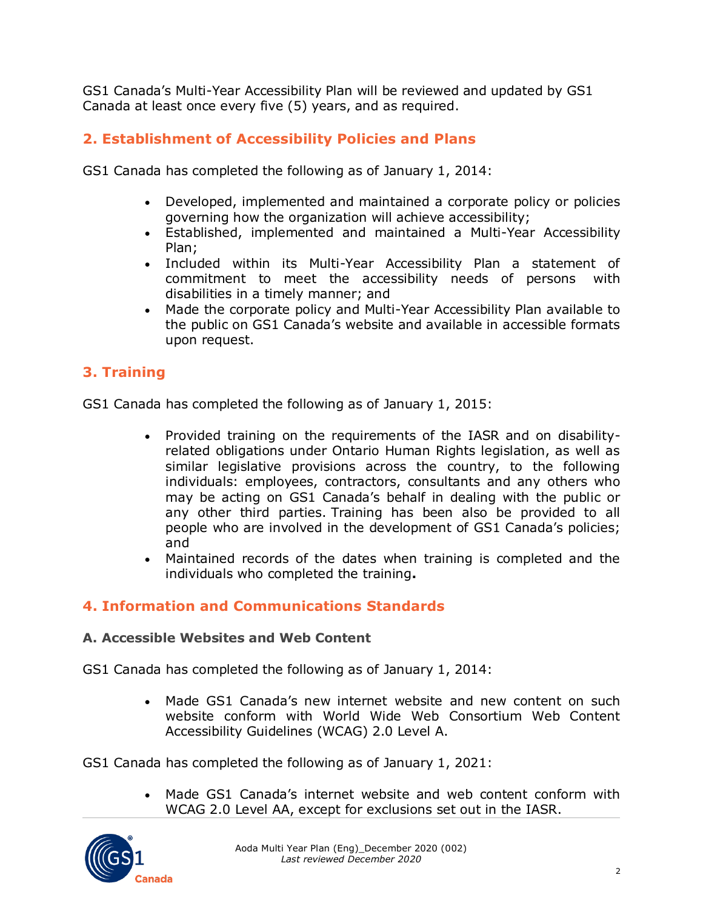GS1 Canada's Multi-Year Accessibility Plan will be reviewed and updated by GS1 Canada at least once every five (5) years, and as required.

## 2. Establishment of Accessibility Policies and Plans

GS1 Canada has completed the following as of January 1, 2014:

- Developed, implemented and maintained a corporate policy or policies governing how the organization will achieve accessibility;
- Established, implemented and maintained a Multi-Year Accessibility Plan;
- Included within its Multi-Year Accessibility Plan a statement of commitment to meet the accessibility needs of persons with disabilities in a timely manner; and
- Made the corporate policy and Multi-Year Accessibility Plan available to the public on GS1 Canada's website and available in accessible formats upon request.

## 3. Training

GS1 Canada has completed the following as of January 1, 2015:

- Provided training on the requirements of the IASR and on disability-related obligations under Ontario Human Rights legislation, as well as similar legislative provisions across the country, to the following individuals: employees, contractors, consultants and any others who may be acting on GS1 Canada's behalf in dealing with the public or any other third parties. Training has been also be provided to all people who are involved in the development of GS1 Canada's policies; and
- Maintained records of the dates when training is completed and the individuals who completed the training**.**

## 4. Information and Communications Standards

### A. Accessible Websites and Web Content

GS1 Canada has completed the following as of January 1, 2014:

- Made GS1 Canada's new internet website and new content on such website conform with World Wide Web Consortium Web Content Accessibility Guidelines (WCAG) 2.0 Level A.

GS1 Canada has completed the following as of January 1, 2021:

- Made GS1 Canada's internet website and web content conform with WCAG 2.0 Level AA, except for exclusions set out in the IASR.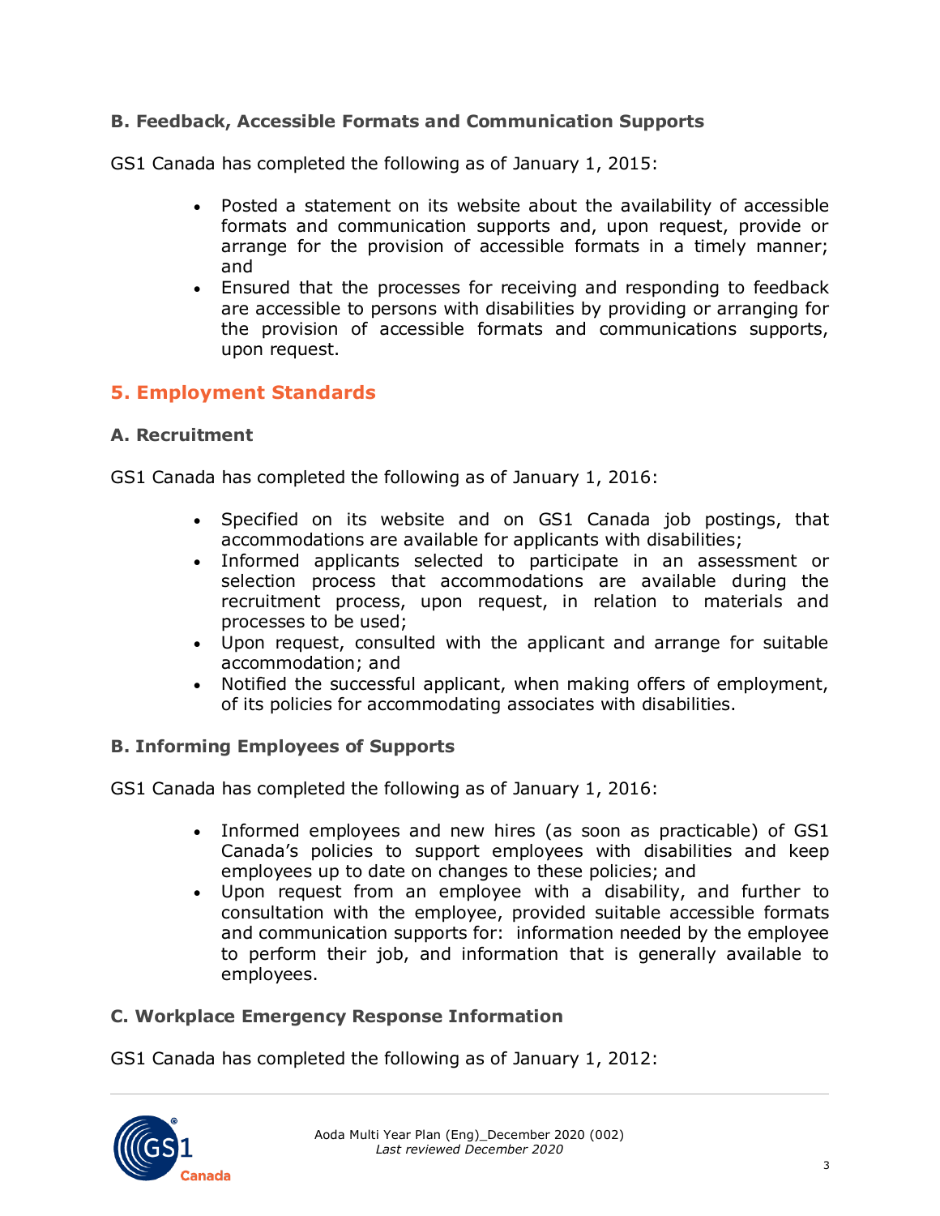### B. Feedback, Accessible Formats and Communication Supports

GS1 Canada has completed the following as of January 1, 2015:

- Posted a statement on its website about the availability of accessible formats and communication supports and, upon request, provide or arrange for the provision of accessible formats in a timely manner; and
- Ensured that the processes for receiving and responding to feedback are accessible to persons with disabilities by providing or arranging for the provision of accessible formats and communications supports, upon request.

## 5. Employment Standards

### A. Recruitment

GS1 Canada has completed the following as of January 1, 2016:

- Specified on its website and on GS1 Canada job postings, that accommodations are available for applicants with disabilities;
- Informed applicants selected to participate in an assessment or selection process that accommodations are available during the recruitment process, upon request, in relation to materials and processes to be used;
- Upon request, consulted with the applicant and arrange for suitable accommodation; and
- Notified the successful applicant, when making offers of employment, of its policies for accommodating associates with disabilities.

### B. Informing Employees of Supports

GS1 Canada has completed the following as of January 1, 2016:

- Informed employees and new hires (as soon as practicable) of GS1 Canada's policies to support employees with disabilities and keep employees up to date on changes to these policies; and
- Upon request from an employee with a disability, and further to consultation with the employee, provided suitable accessible formats and communication supports for: information needed by the employee to perform their job, and information that is generally available to employees.

### C. Workplace Emergency Response Information

GS1 Canada has completed the following as of January 1, 2012: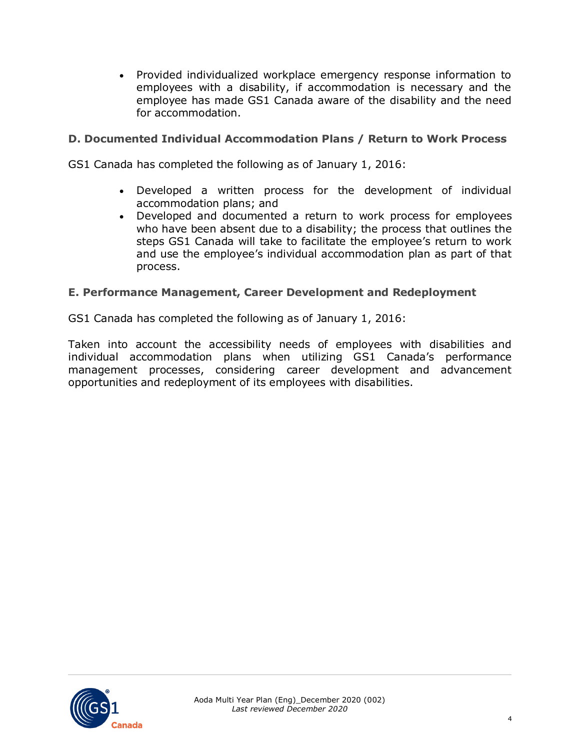- Provided individualized workplace emergency response information to employees with a disability, if accommodation is necessary and the employee has made GS1 Canada aware of the disability and the need for accommodation.

### D. Documented Individual Accommodation Plans / Return to Work Process

GS1 Canada has completed the following as of January 1, 2016:

- Developed a written process for the development of individual accommodation plans; and
- Developed and documented a return to work process for employees who have been absent due to a disability; the process that outlines the steps GS1 Canada will take to facilitate the employee's return to work and use the employee's individual accommodation plan as part of that process.

### E. Performance Management, Career Development and Redeployment

GS1 Canada has completed the following as of January 1, 2016:

Taken into account the accessibility needs of employees with disabilities and individual accommodation plans when utilizing GS1 Canada's performance management processes, considering career development and advancement opportunities and redeployment of its employees with disabilities.